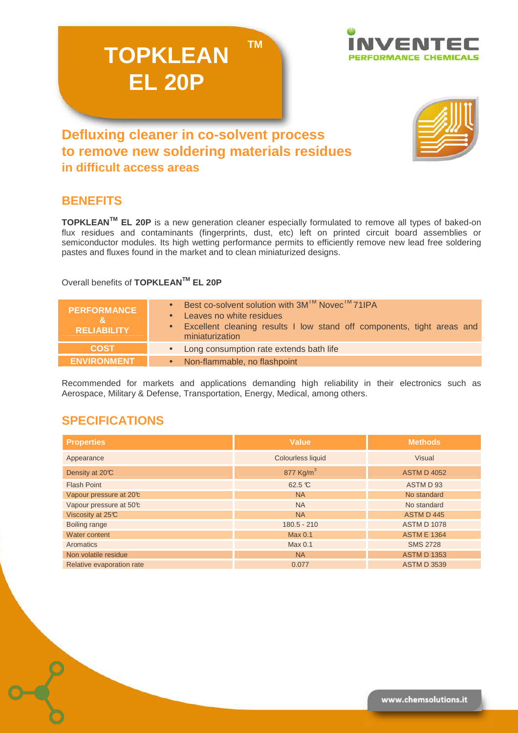# TOPKLEAN™ EL 20P

INVENTEC PERFORMANCE CHEMICALS

## Defluxing cleaner in co-solvent process to remove new soldering materials residues in difficult access areas

## BENEFITS

**TOPKLEAN™ EL 20P** is a new generation cleaner especially formulated to remove all types of baked-on flux residues and contaminants (fingerprints, dust, etc) left on printed circuit board assemblies or semiconductor modules. Its high wetting performance permits to efficiently remove new lead free soldering pastes and fluxes found in the market and to clean miniaturized designs.

Overall benefits of **TOPKLEAN™ EL 20P**

| | |
|---|---|
| **PERFORMANCE & RELIABILITY** | • Best co-solvent solution with 3M™ Novec™ 71IPA<br>• Leaves no white residues<br>• Excellent cleaning results I low stand off components, tight areas and miniaturization |
| **COST** | • Long consumption rate extends bath life |
| **ENVIRONMENT** | • Non-flammable, no flashpoint |

Recommended for markets and applications demanding high reliability in their electronics such as Aerospace, Military & Defense, Transportation, Energy, Medical, among others.

## SPECIFICATIONS

| Properties | Value | Methods |
|---|---|---|
| Appearance | Colourless liquid | Visual |
| Density at 20°C | 877 Kg/m³ | ASTM D 4052 |
| Flash Point | 62.5 °C | ASTM D 93 |
| Vapour pressure at 20°c | NA | No standard |
| Vapour pressure at 50°c | NA | No standard |
| Viscosity at 25°C | NA | ASTM D 445 |
| Boiling range | 180.5 - 210 | ASTM D 1078 |
| Water content | Max 0.1 | ASTM E 1364 |
| Aromatics | Max 0.1 | SMS 2728 |
| Non volatile residue | NA | ASTM D 1353 |
| Relative evaporation rate | 0.077 | ASTM D 3539 |

www.chemsolutions.it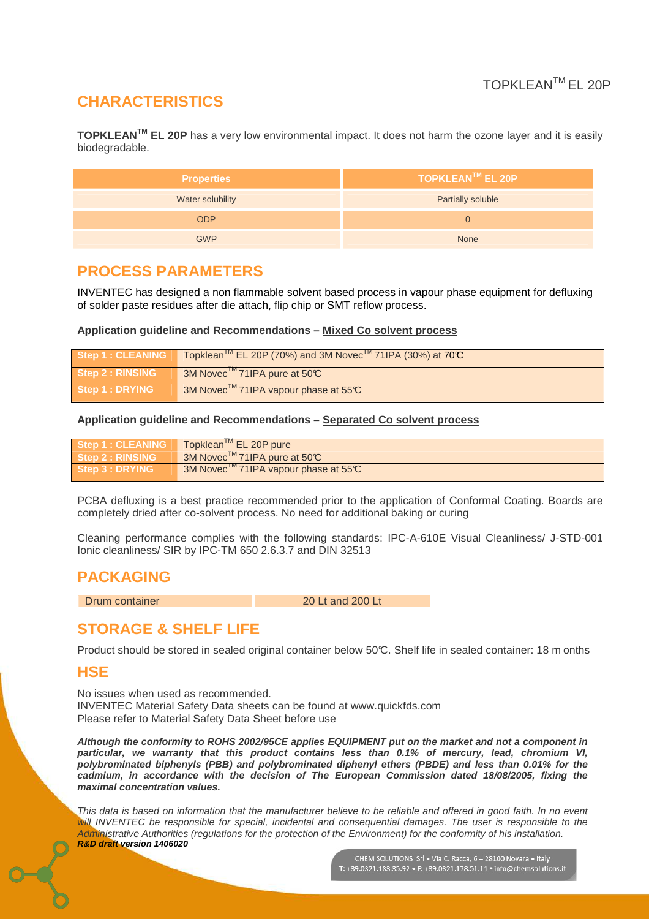## CHARACTERISTICS

**TOPKLEAN™ EL 20P** has a very low environmental impact. It does not harm the ozone layer and it is easily biodegradable.

| Properties | TOPKLEAN™ EL 20P |
|---|---|
| Water solubility | Partially soluble |
| ODP | 0 |
| GWP | None |

## PROCESS PARAMETERS

INVENTEC has designed a non flammable solvent based process in vapour phase equipment for defluxing of solder paste residues after die attach, flip chip or SMT reflow process.

**Application guideline and Recommendations – Mixed Co solvent process**

| | |
|---|---|
| Step 1 : CLEANING | Topklean™ EL 20P (70%) and 3M Novec™ 71IPA (30%) at 70℃ |
| Step 2 : RINSING | 3M Novec™ 71IPA pure at 50℃ |
| Step 1 : DRYING | 3M Novec™ 71IPA vapour phase at 55℃ |

**Application guideline and Recommendations – Separated Co solvent process**

| | |
|---|---|
| Step 1 : CLEANING | Topklean™ EL 20P pure |
| Step 2 : RINSING | 3M Novec™ 71IPA pure at 50℃ |
| Step 3 : DRYING | 3M Novec™ 71IPA vapour phase at 55℃ |

PCBA defluxing is a best practice recommended prior to the application of Conformal Coating. Boards are completely dried after co-solvent process. No need for additional baking or curing

Cleaning performance complies with the following standards: IPC-A-610E Visual Cleanliness/ J-STD-001 Ionic cleanliness/ SIR by IPC-TM 650 2.6.3.7 and DIN 32513

## PACKAGING

| | |
|---|---|
| Drum container | 20 Lt and 200 Lt |

## STORAGE & SHELF LIFE

Product should be stored in sealed original container below 50℃. Shelf life in sealed container: 18 m onths

## HSE

No issues when used as recommended.
INVENTEC Material Safety Data sheets can be found at www.quickfds.com
Please refer to Material Safety Data Sheet before use

***Although the conformity to ROHS 2002/95CE applies EQUIPMENT put on the market and not a component in particular, we warranty that this product contains less than 0.1% of mercury, lead, chromium VI, polybrominated biphenyls (PBB) and polybrominated diphenyl ethers (PBDE) and less than 0.01% for the cadmium, in accordance with the decision of The European Commission dated 18/08/2005, fixing the maximal concentration values.***

*This data is based on information that the manufacturer believe to be reliable and offered in good faith. In no event will INVENTEC be responsible for special, incidental and consequential damages. The user is responsible to the Administrative Authorities (regulations for the protection of the Environment) for the conformity of his installation.*
***R&D draft version 1406020***

CHEM SOLUTIONS Srl • Via C. Racca, 6 – 28100 Novara • Italy
T: +39.0321.183.35.92 • F: +39.0321.178.51.11 • info@chemsolutions.it